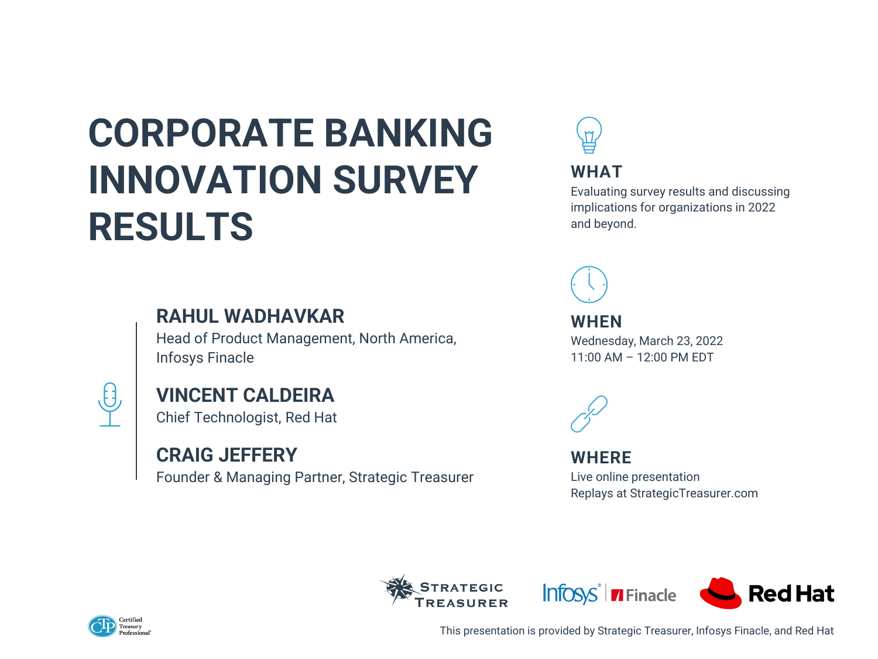# CORPORATE BANKING INNOVATION SURVEY RESULTS

**RAHUL WADHAVKAR**
Head of Product Management, North America, Infosys Finacle

**VINCENT CALDEIRA**
Chief Technologist, Red Hat

**CRAIG JEFFERY**
Founder & Managing Partner, Strategic Treasurer

## WHAT

Evaluating survey results and discussing implications for organizations in 2022 and beyond.

## WHEN

Wednesday, March 23, 2022
11:00 AM – 12:00 PM EDT

## WHERE

Live online presentation
Replays at StrategicTreasurer.com

Strategic Treasurer | Infosys® Finacle | Red Hat

Certified Treasury Professional®

This presentation is provided by Strategic Treasurer, Infosys Finacle, and Red Hat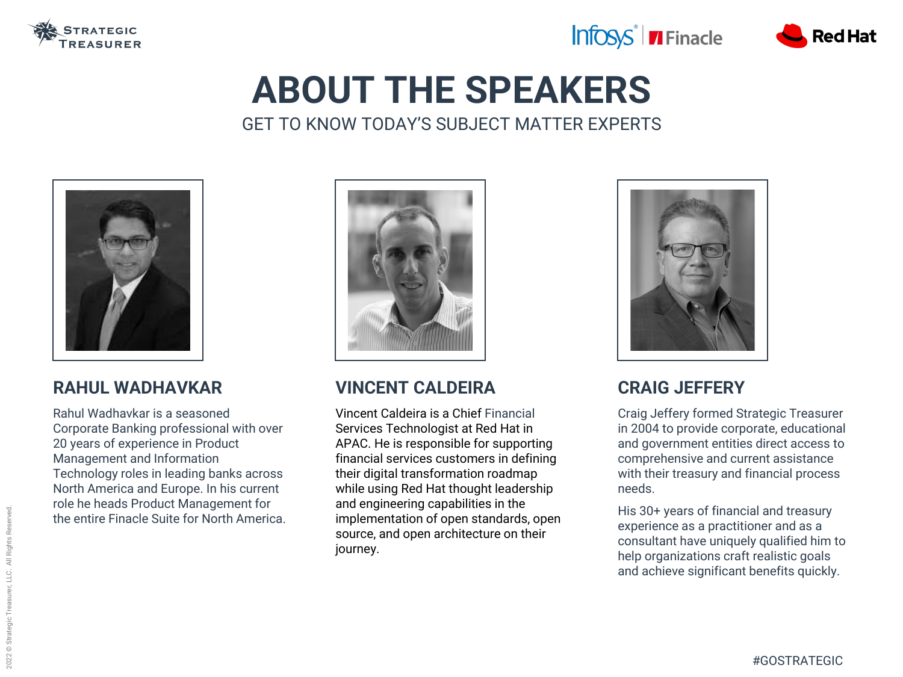# ABOUT THE SPEAKERS

GET TO KNOW TODAY'S SUBJECT MATTER EXPERTS

## RAHUL WADHAVKAR

Rahul Wadhavkar is a seasoned Corporate Banking professional with over 20 years of experience in Product Management and Information Technology roles in leading banks across North America and Europe. In his current role he heads Product Management for the entire Finacle Suite for North America.

## VINCENT CALDEIRA

Vincent Caldeira is a Chief Financial Services Technologist at Red Hat in APAC. He is responsible for supporting financial services customers in defining their digital transformation roadmap while using Red Hat thought leadership and engineering capabilities in the implementation of open standards, open source, and open architecture on their journey.

## CRAIG JEFFERY

Craig Jeffery formed Strategic Treasurer in 2004 to provide corporate, educational and government entities direct access to comprehensive and current assistance with their treasury and financial process needs.

His 30+ years of financial and treasury experience as a practitioner and as a consultant have uniquely qualified him to help organizations craft realistic goals and achieve significant benefits quickly.

#GOSTRATEGIC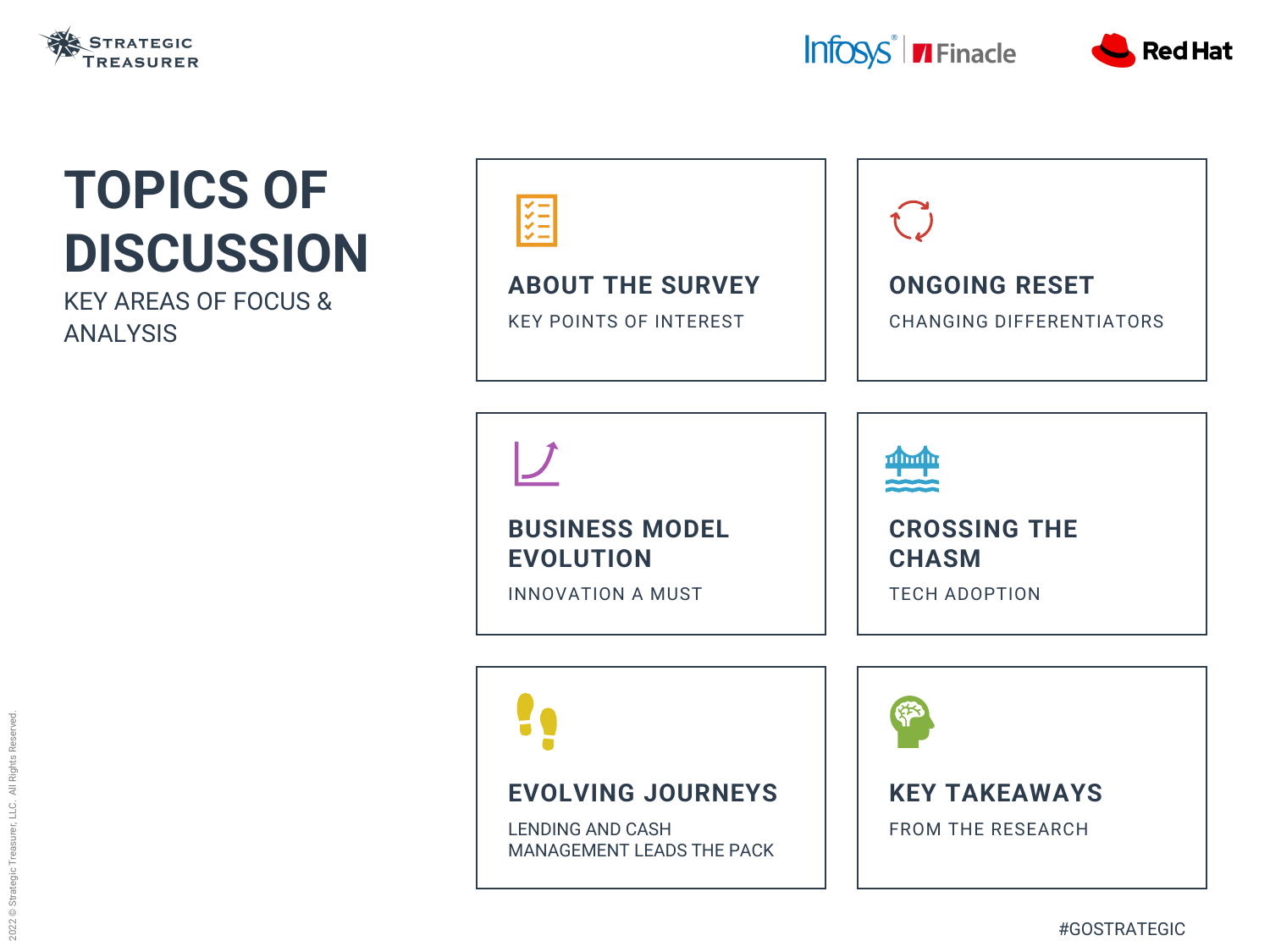# TOPICS OF DISCUSSION

KEY AREAS OF FOCUS & ANALYSIS

## ABOUT THE SURVEY

KEY POINTS OF INTEREST

## ONGOING RESET

CHANGING DIFFERENTIATORS

## BUSINESS MODEL EVOLUTION

INNOVATION A MUST

## CROSSING THE CHASM

TECH ADOPTION

## EVOLVING JOURNEYS

LENDING AND CASH MANAGEMENT LEADS THE PACK

## KEY TAKEAWAYS

FROM THE RESEARCH

#GOSTRATEGIC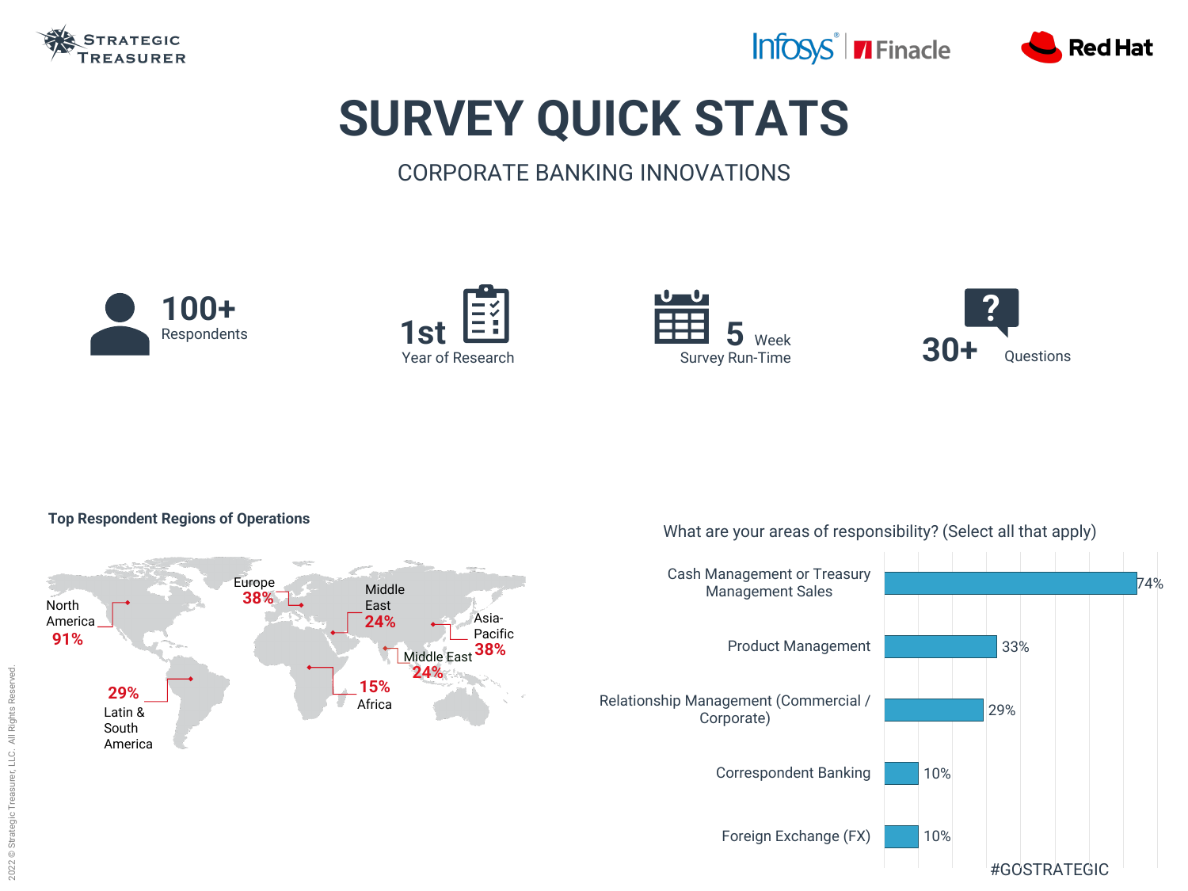# SURVEY QUICK STATS

CORPORATE BANKING INNOVATIONS

**100+** Respondents

**1st** Year of Research

**5** Week Survey Run-Time

**30+** Questions

### Top Respondent Regions of Operations

| Region | Percentage |
|---|---|
| North America | 91% |
| Europe | 38% |
| Asia-Pacific | 38% |
| Latin & South America | 29% |
| Middle East | 24% |
| Middle East | 24% |
| Africa | 15% |

### What are your areas of responsibility? (Select all that apply)

| Area | Percentage |
|---|---|
| Cash Management or Treasury Management Sales | 74% |
| Product Management | 33% |
| Relationship Management (Commercial / Corporate) | 29% |
| Correspondent Banking | 10% |
| Foreign Exchange (FX) | 10% |

#GOSTRATEGIC

2022 © Strategic Treasurer, LLC. All Rights Reserved.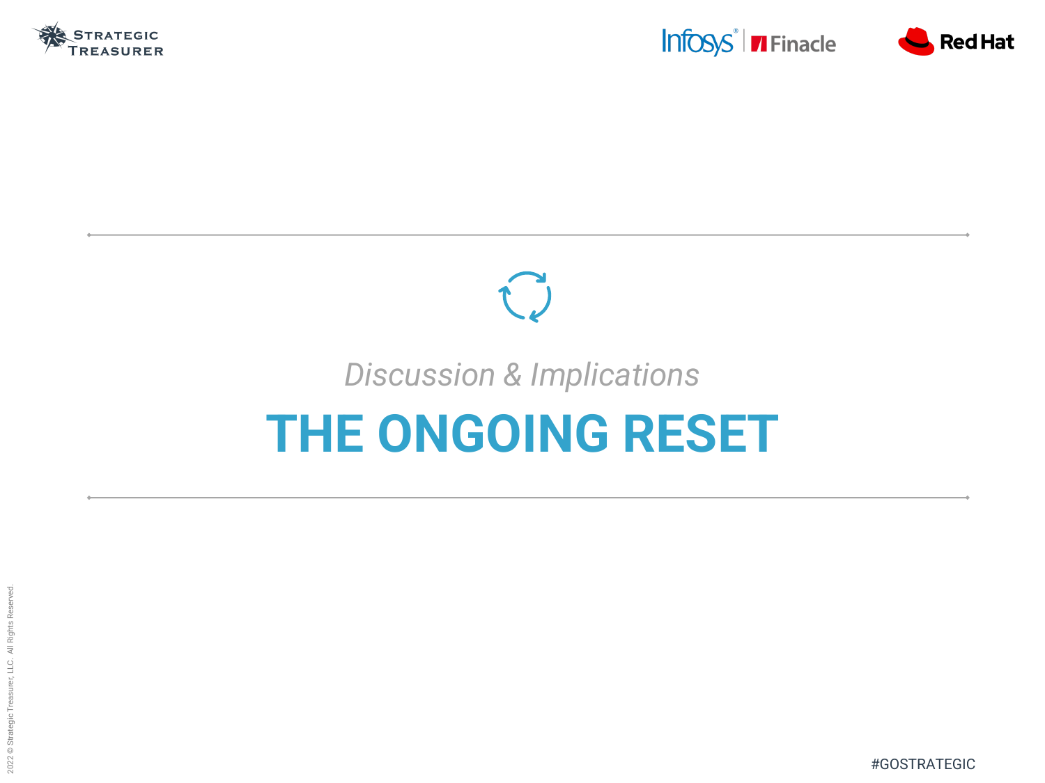*Discussion & Implications*

# THE ONGOING RESET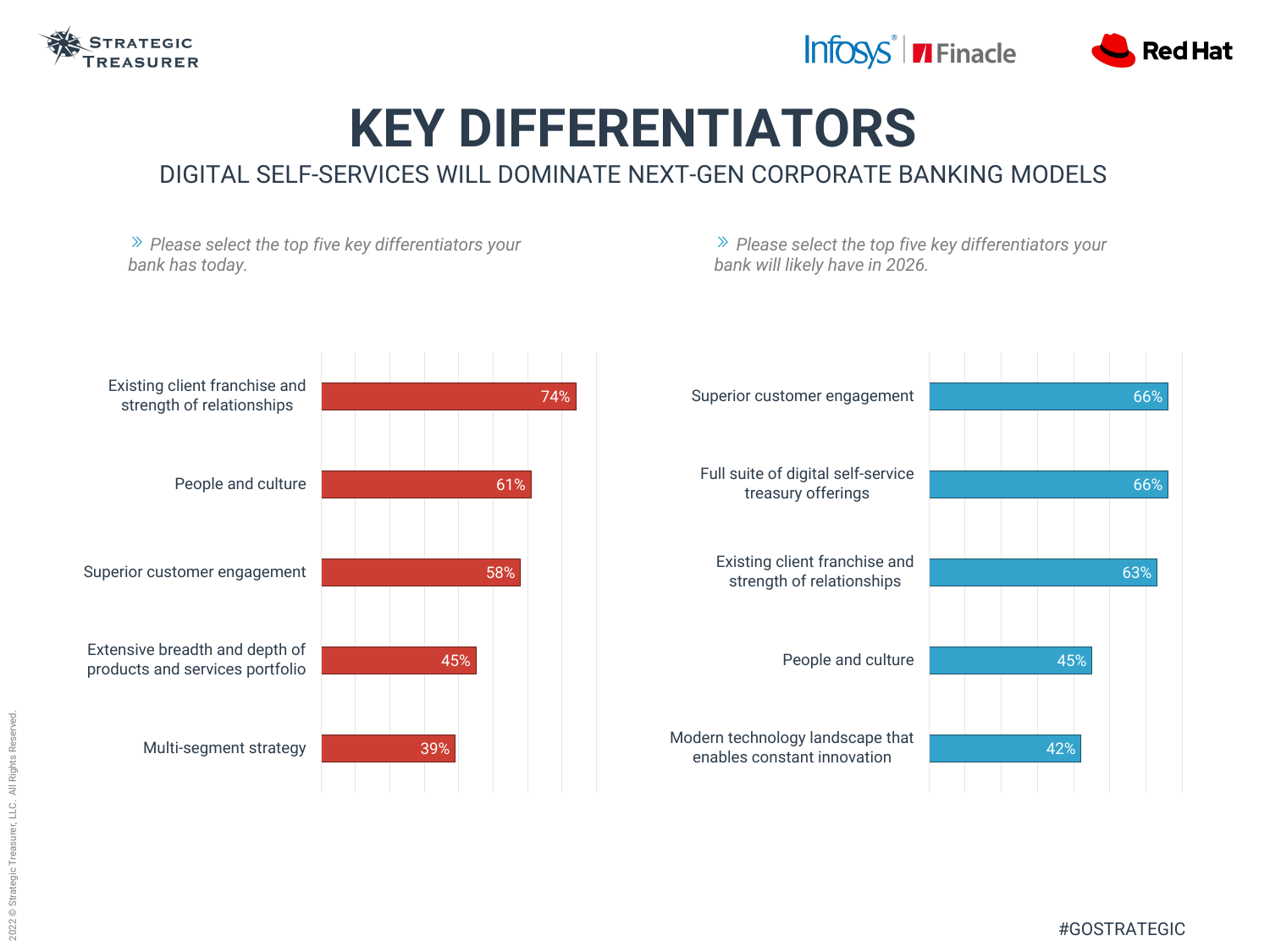# KEY DIFFERENTIATORS

## DIGITAL SELF-SERVICES WILL DOMINATE NEXT-GEN CORPORATE BANKING MODELS

*» Please select the top five key differentiators your bank has today.*

| Differentiator | Percentage |
|---|---|
| Existing client franchise and strength of relationships | 74% |
| People and culture | 61% |
| Superior customer engagement | 58% |
| Extensive breadth and depth of products and services portfolio | 45% |
| Multi-segment strategy | 39% |

*» Please select the top five key differentiators your bank will likely have in 2026.*

| Differentiator | Percentage |
|---|---|
| Superior customer engagement | 66% |
| Full suite of digital self-service treasury offerings | 66% |
| Existing client franchise and strength of relationships | 63% |
| People and culture | 45% |
| Modern technology landscape that enables constant innovation | 42% |

#GOSTRATEGIC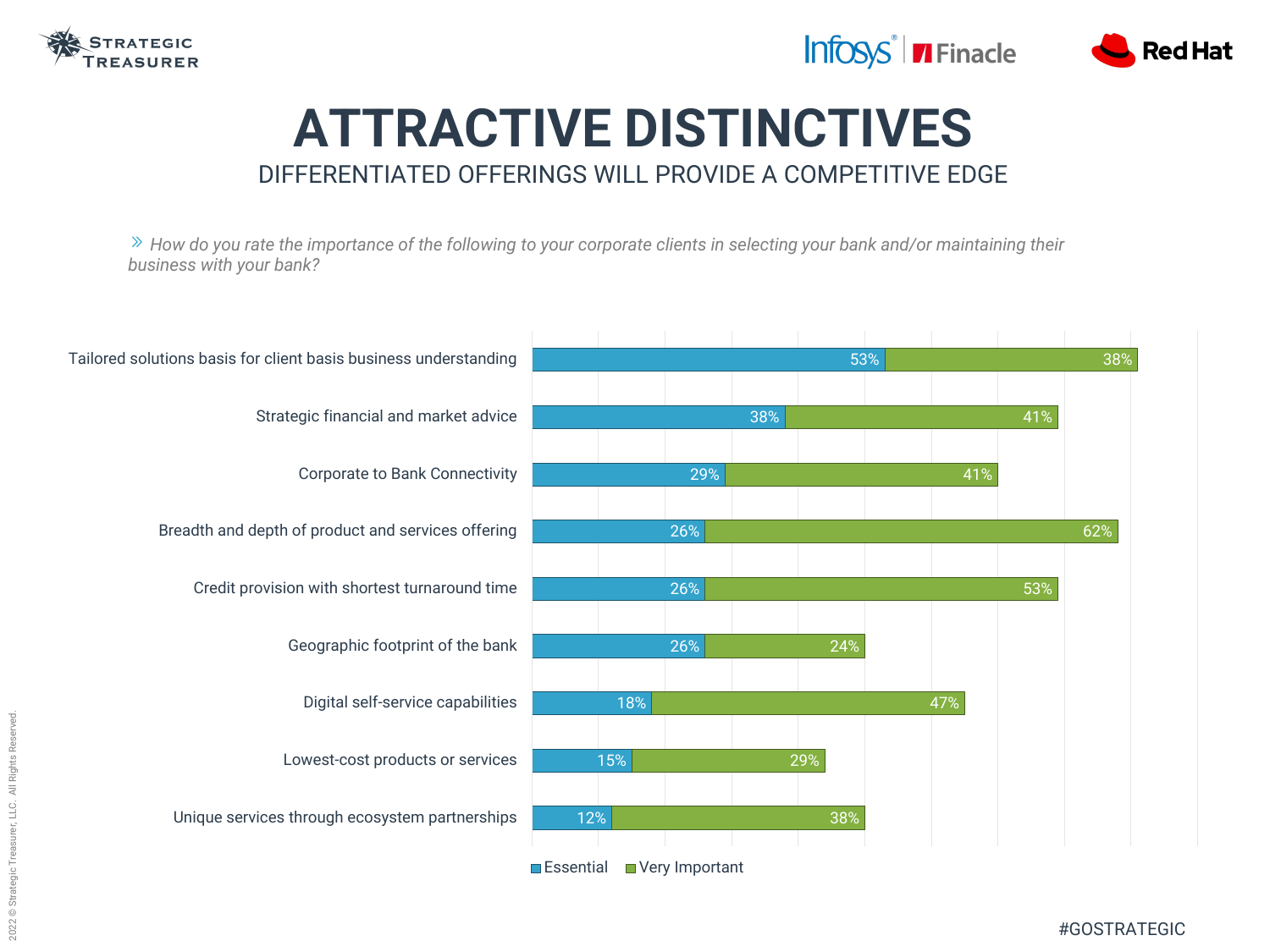# ATTRACTIVE DISTINCTIVES

## DIFFERENTIATED OFFERINGS WILL PROVIDE A COMPETITIVE EDGE

» *How do you rate the importance of the following to your corporate clients in selecting your bank and/or maintaining their business with your bank?*

| | Essential | Very Important |
|---|---|---|
| Tailored solutions basis for client basis business understanding | 53% | 38% |
| Strategic financial and market advice | 38% | 41% |
| Corporate to Bank Connectivity | 29% | 41% |
| Breadth and depth of product and services offering | 26% | 62% |
| Credit provision with shortest turnaround time | 26% | 53% |
| Geographic footprint of the bank | 26% | 24% |
| Digital self-service capabilities | 18% | 47% |
| Lowest-cost products or services | 15% | 29% |
| Unique services through ecosystem partnerships | 12% | 38% |

2022 © Strategic Treasurer, LLC. All Rights Reserved.

#GOSTRATEGIC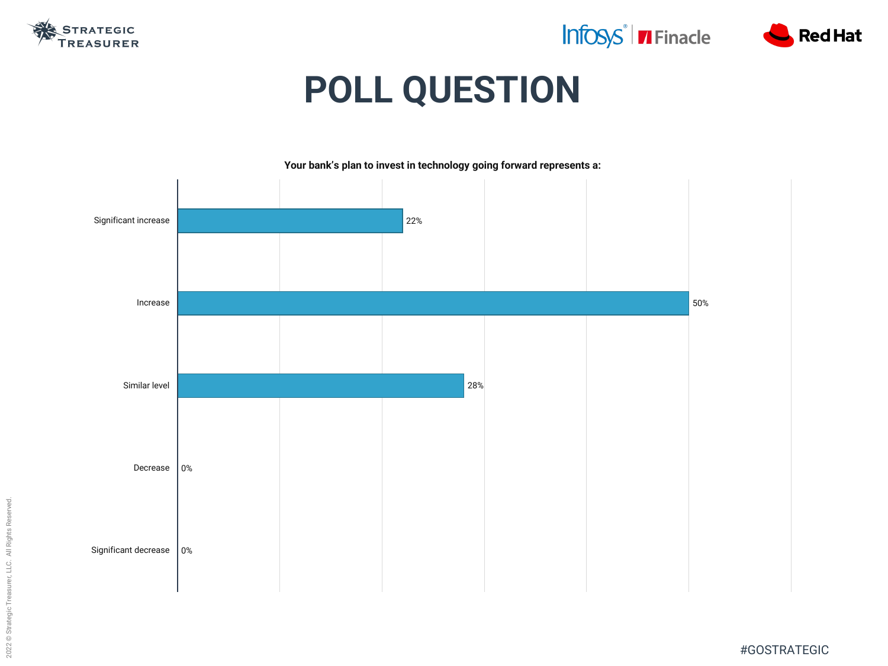# POLL QUESTION

**Your bank's plan to invest in technology going forward represents a:**

| Response | Percentage |
|---|---|
| Significant increase | 22% |
| Increase | 50% |
| Similar level | 28% |
| Decrease | 0% |
| Significant decrease | 0% |

#GOSTRATEGIC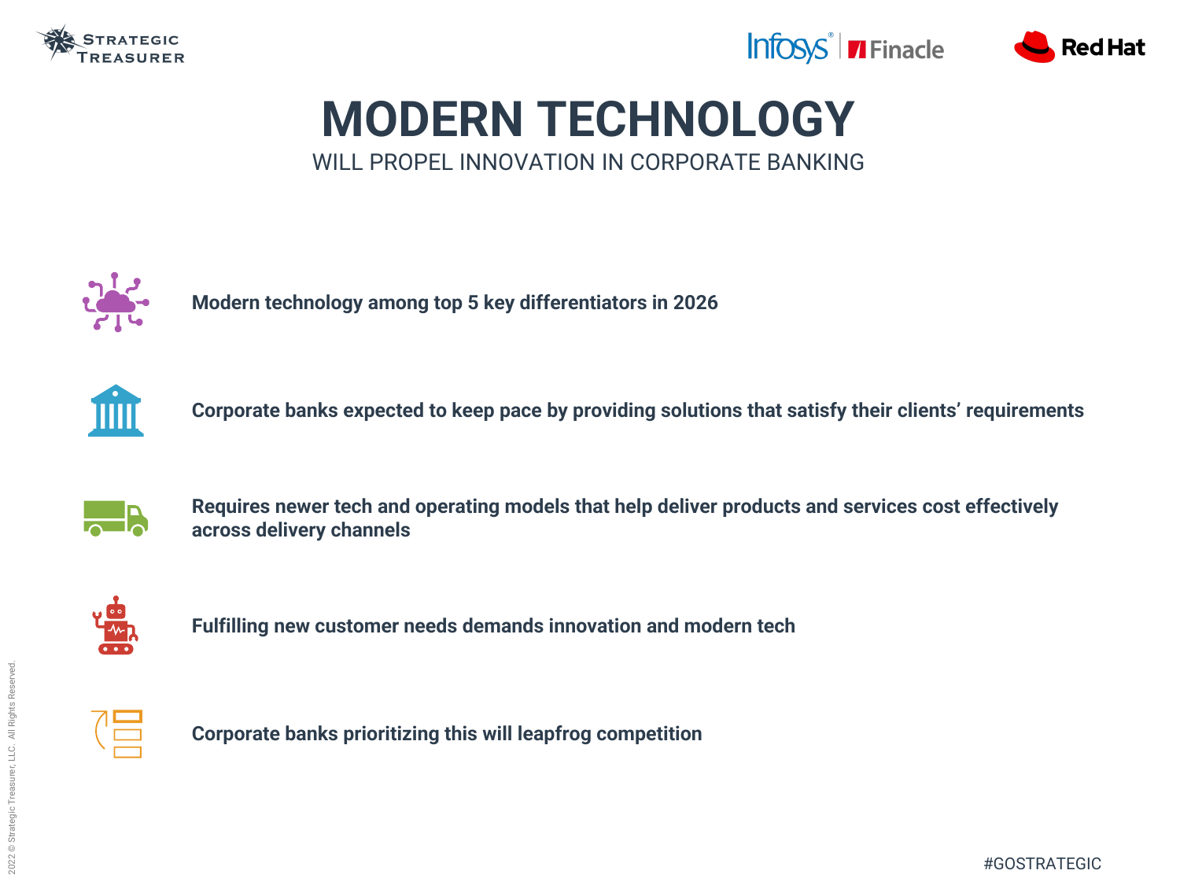# MODERN TECHNOLOGY

WILL PROPEL INNOVATION IN CORPORATE BANKING

- **Modern technology among top 5 key differentiators in 2026**
- **Corporate banks expected to keep pace by providing solutions that satisfy their clients' requirements**
- **Requires newer tech and operating models that help deliver products and services cost effectively across delivery channels**
- **Fulfilling new customer needs demands innovation and modern tech**
- **Corporate banks prioritizing this will leapfrog competition**

#GOSTRATEGIC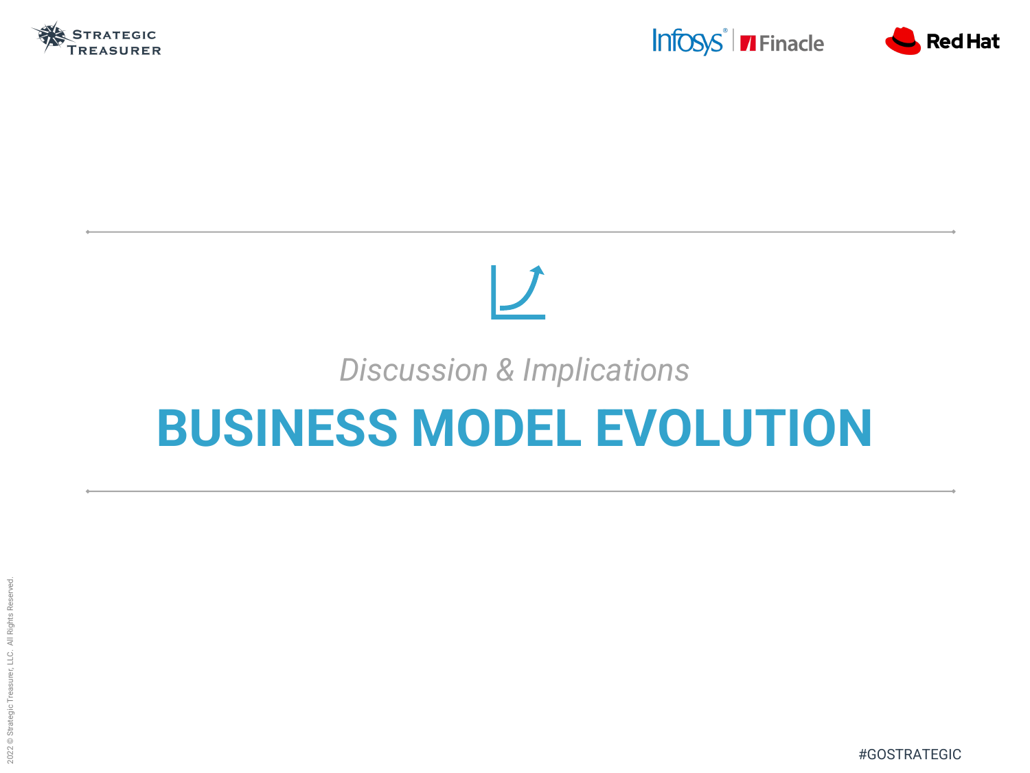*Discussion & Implications*

# BUSINESS MODEL EVOLUTION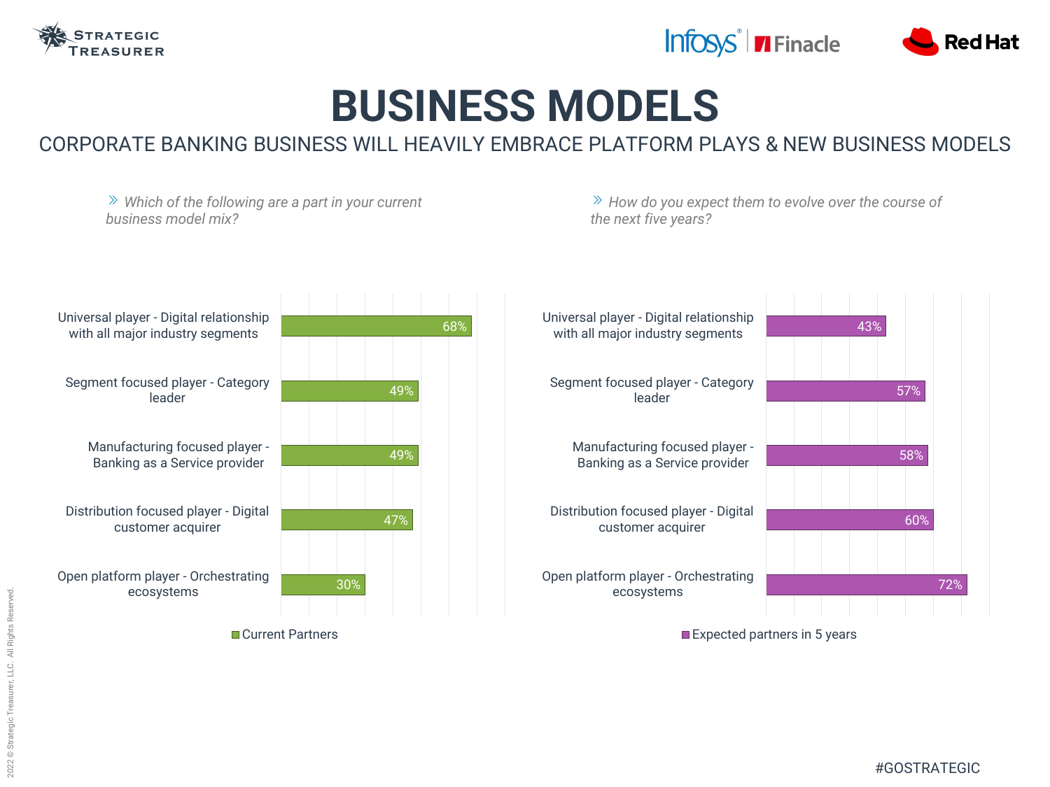# BUSINESS MODELS

CORPORATE BANKING BUSINESS WILL HEAVILY EMBRACE PLATFORM PLAYS & NEW BUSINESS MODELS

*» Which of the following are a part in your current business model mix?*

| Business model | Current Partners |
|---|---|
| Universal player - Digital relationship with all major industry segments | 68% |
| Segment focused player - Category leader | 49% |
| Manufacturing focused player - Banking as a Service provider | 49% |
| Distribution focused player - Digital customer acquirer | 47% |
| Open platform player - Orchestrating ecosystems | 30% |

*» How do you expect them to evolve over the course of the next five years?*

| Business model | Expected partners in 5 years |
|---|---|
| Universal player - Digital relationship with all major industry segments | 43% |
| Segment focused player - Category leader | 57% |
| Manufacturing focused player - Banking as a Service provider | 58% |
| Distribution focused player - Digital customer acquirer | 60% |
| Open platform player - Orchestrating ecosystems | 72% |

#GOSTRATEGIC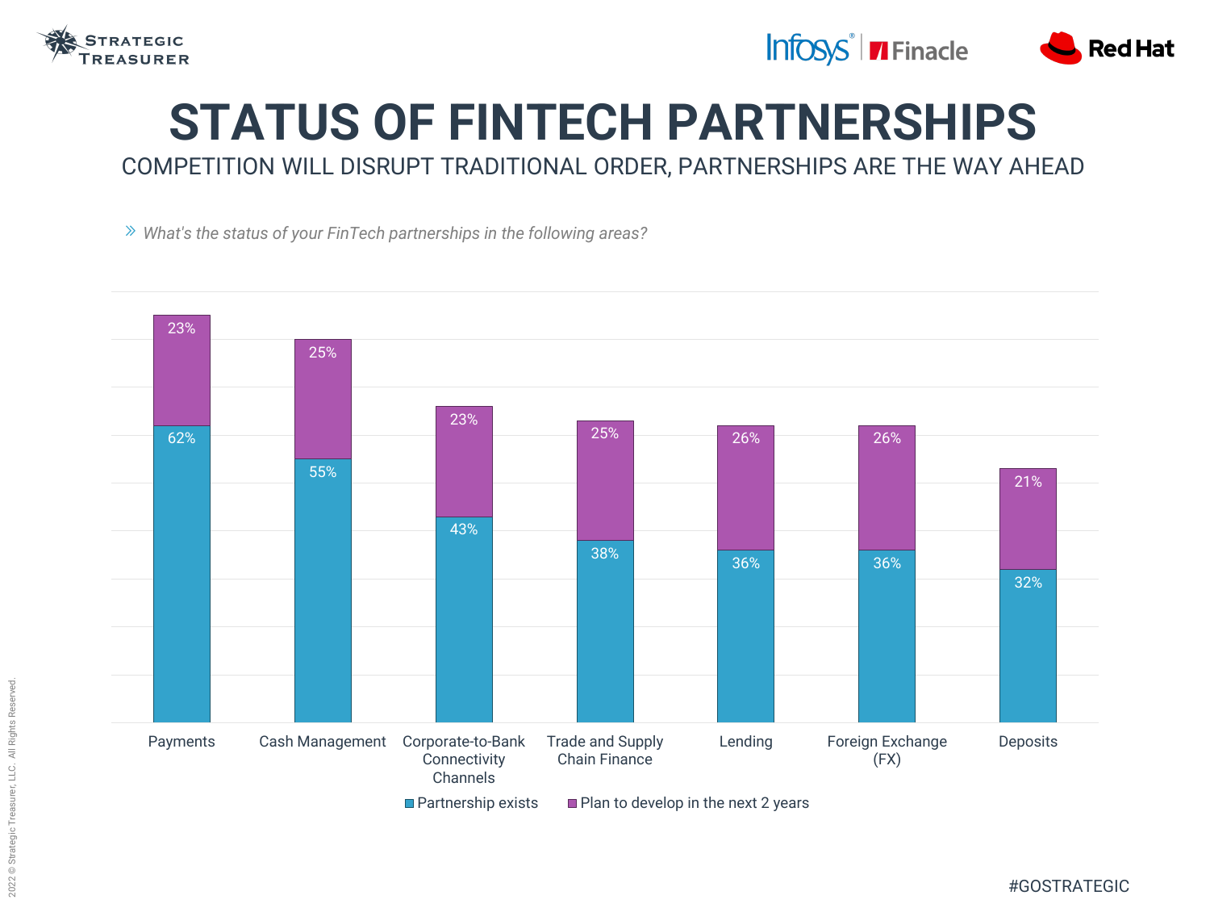# STATUS OF FINTECH PARTNERSHIPS

COMPETITION WILL DISRUPT TRADITIONAL ORDER, PARTNERSHIPS ARE THE WAY AHEAD

*What's the status of your FinTech partnerships in the following areas?*

| Area | Partnership exists | Plan to develop in the next 2 years |
|---|---|---|
| Payments | 62% | 23% |
| Cash Management | 55% | 25% |
| Corporate-to-Bank Connectivity Channels | 43% | 23% |
| Trade and Supply Chain Finance | 38% | 25% |
| Lending | 36% | 26% |
| Foreign Exchange (FX) | 36% | 26% |
| Deposits | 32% | 21% |

2022 © Strategic Treasurer, LLC. All Rights Reserved.

#GOSTRATEGIC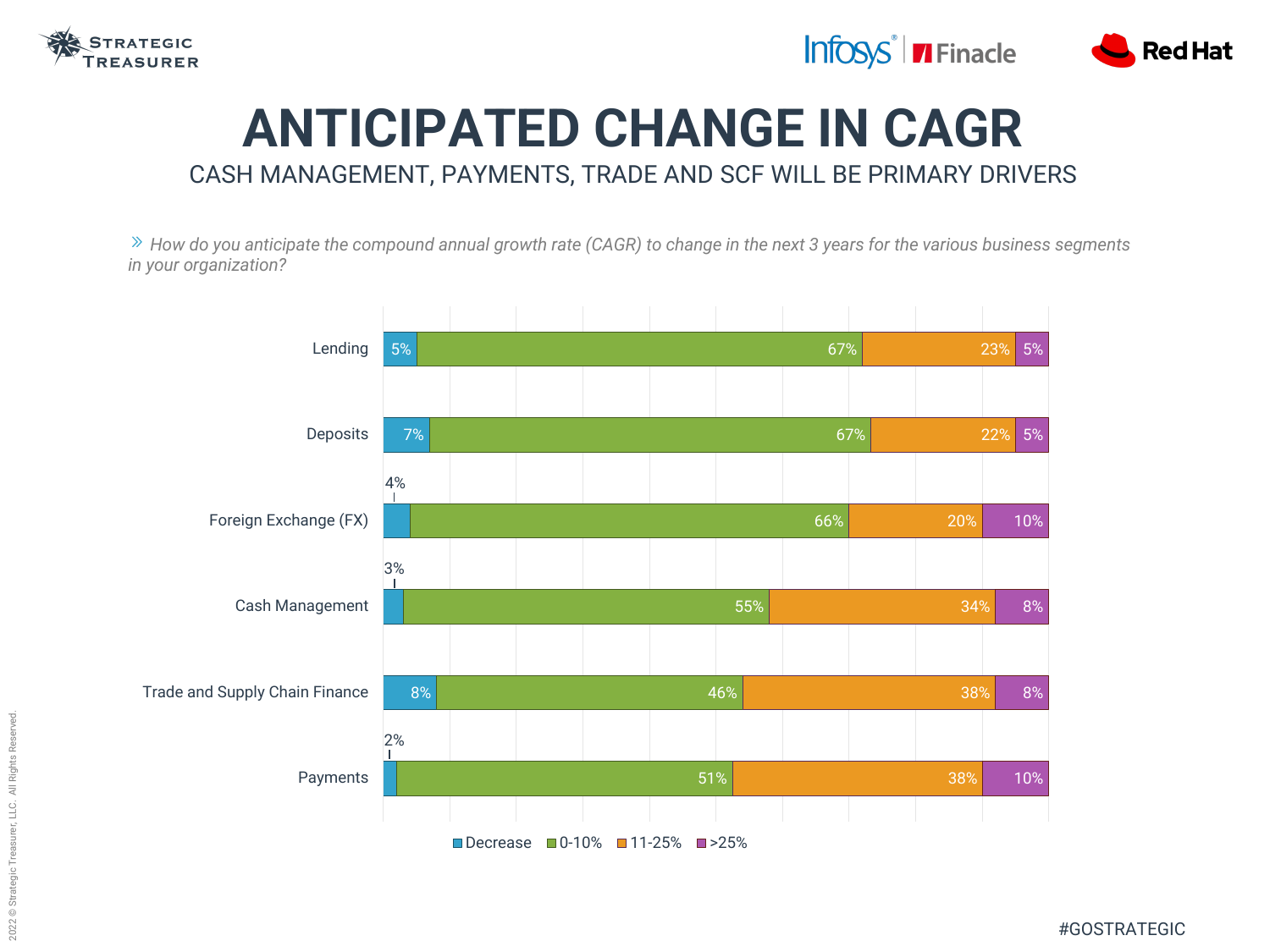# ANTICIPATED CHANGE IN CAGR

## CASH MANAGEMENT, PAYMENTS, TRADE AND SCF WILL BE PRIMARY DRIVERS

» *How do you anticipate the compound annual growth rate (CAGR) to change in the next 3 years for the various business segments in your organization?*

| Segment | Decrease | 0-10% | 11-25% | >25% |
|---|---|---|---|---|
| Lending | 5% | 67% | 23% | 5% |
| Deposits | 7% | 67% | 22% | 5% |
| Foreign Exchange (FX) | 4% | 66% | 20% | 10% |
| Cash Management | 3% | 55% | 34% | 8% |
| Trade and Supply Chain Finance | 8% | 46% | 38% | 8% |
| Payments | 2% | 51% | 38% | 10% |

#GOSTRATEGIC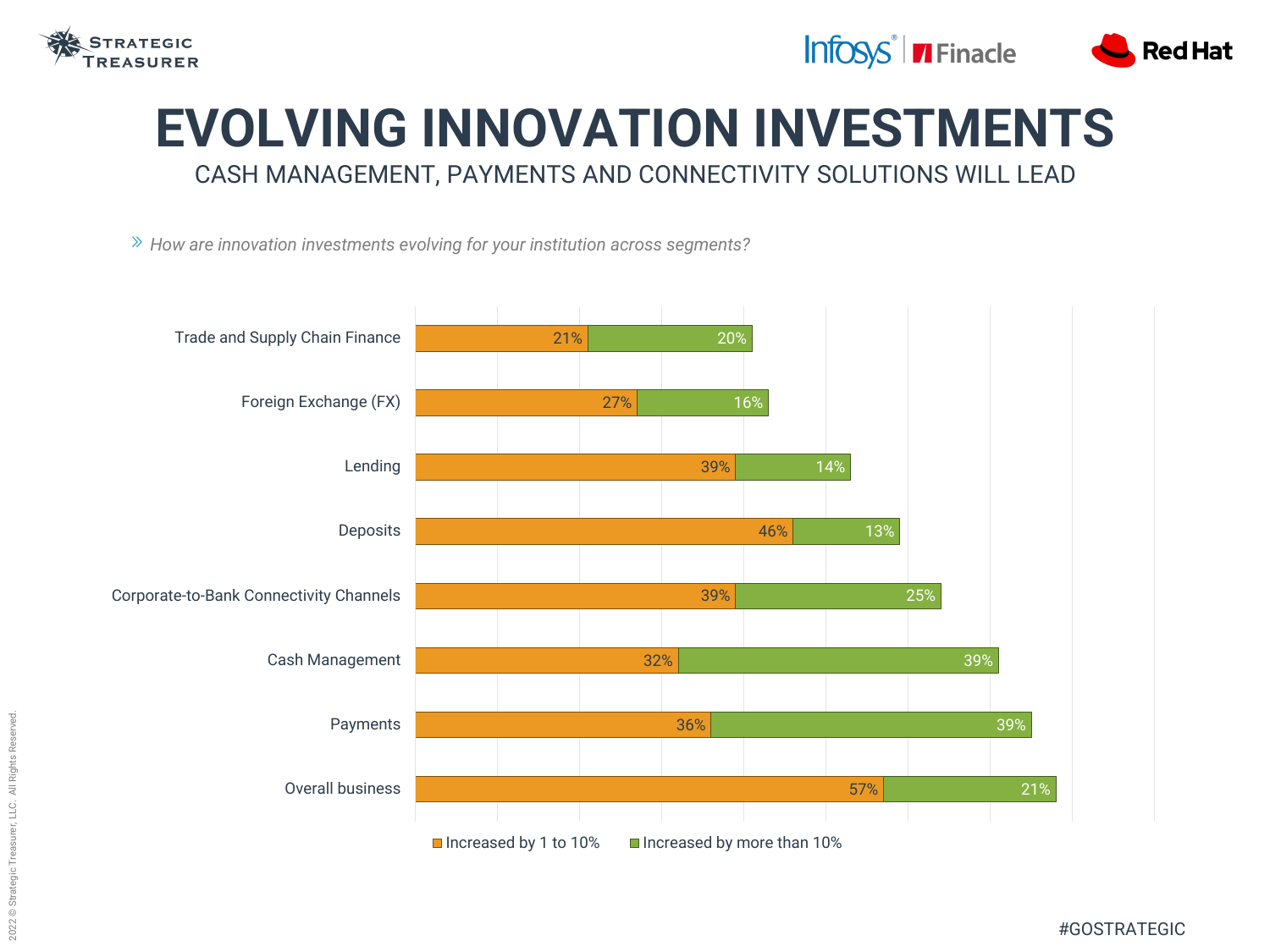# EVOLVING INNOVATION INVESTMENTS

## CASH MANAGEMENT, PAYMENTS AND CONNECTIVITY SOLUTIONS WILL LEAD

» *How are innovation investments evolving for your institution across segments?*

| Segment | Increased by 1 to 10% | Increased by more than 10% |
| --- | --- | --- |
| Trade and Supply Chain Finance | 21% | 20% |
| Foreign Exchange (FX) | 27% | 16% |
| Lending | 39% | 14% |
| Deposits | 46% | 13% |
| Corporate-to-Bank Connectivity Channels | 39% | 25% |
| Cash Management | 32% | 39% |
| Payments | 36% | 39% |
| Overall business | 57% | 21% |

#GOSTRATEGIC

2022 © Strategic Treasurer, LLC. All Rights Reserved.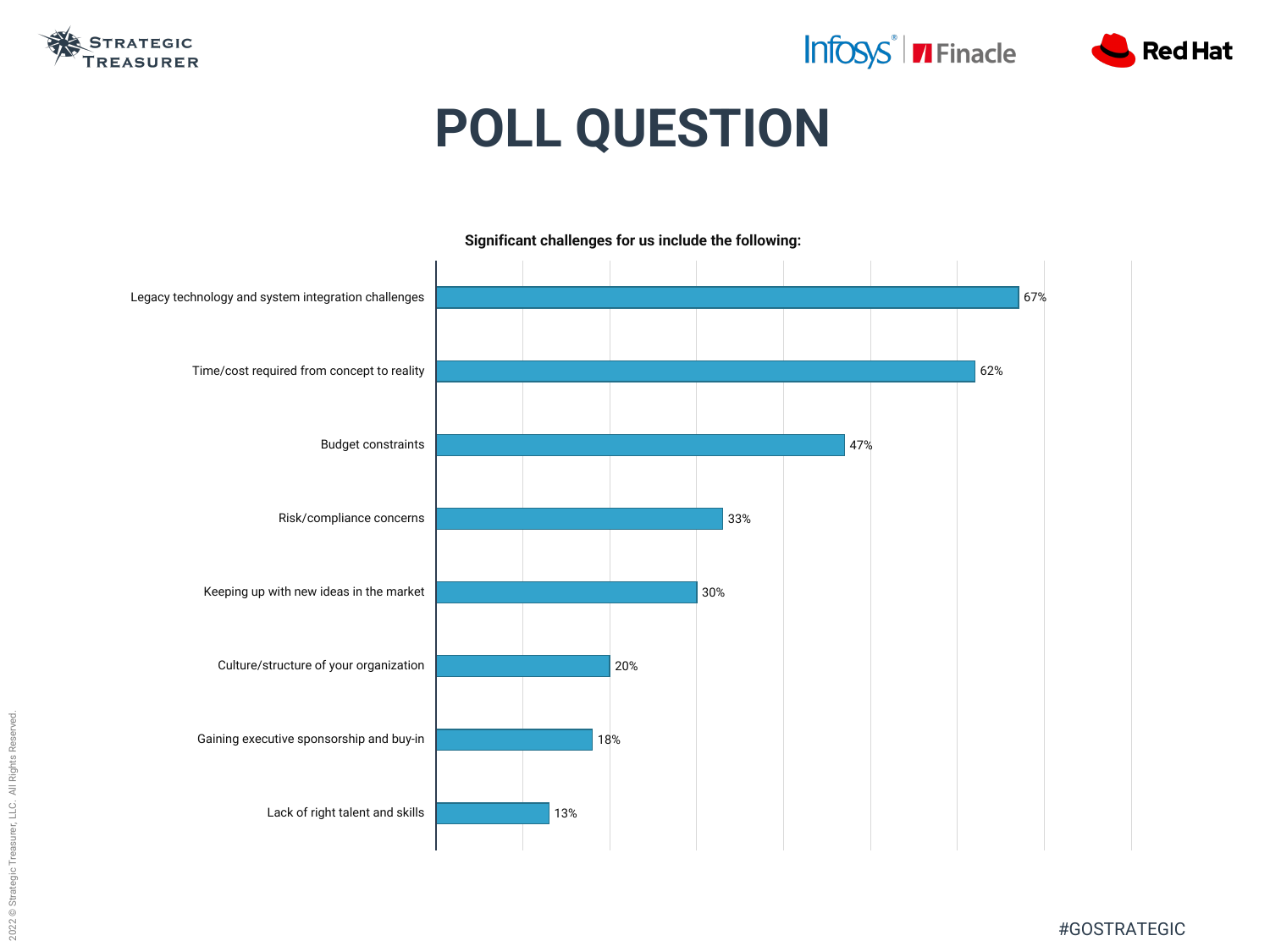# POLL QUESTION

**Significant challenges for us include the following:**

| Challenge | Percentage |
|---|---|
| Legacy technology and system integration challenges | 67% |
| Time/cost required from concept to reality | 62% |
| Budget constraints | 47% |
| Risk/compliance concerns | 33% |
| Keeping up with new ideas in the market | 30% |
| Culture/structure of your organization | 20% |
| Gaining executive sponsorship and buy-in | 18% |
| Lack of right talent and skills | 13% |

#GOSTRATEGIC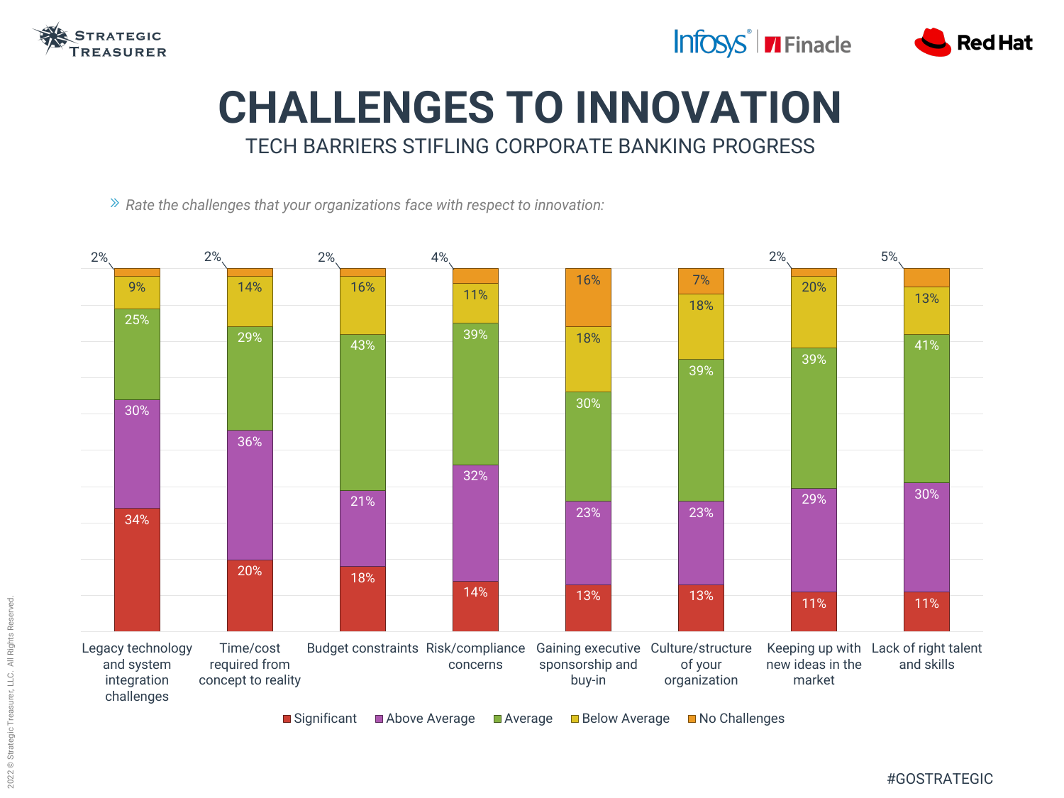# CHALLENGES TO INNOVATION

## TECH BARRIERS STIFLING CORPORATE BANKING PROGRESS

*Rate the challenges that your organizations face with respect to innovation:*

| Challenge | Significant | Above Average | Average | Below Average | No Challenges |
|---|---|---|---|---|---|
| Legacy technology and system integration challenges | 34% | 30% | 25% | 9% | 2% |
| Time/cost required from concept to reality | 20% | 36% | 29% | 14% | 2% |
| Budget constraints | 18% | 21% | 43% | 16% | 2% |
| Risk/compliance concerns | 14% | 32% | 39% | 11% | 4% |
| Gaining executive sponsorship and buy-in | 13% | 23% | 30% | 18% | 16% |
| Culture/structure of your organization | 13% | 23% | 39% | 18% | 7% |
| Keeping up with new ideas in the market | 11% | 29% | 39% | 20% | 2% |
| Lack of right talent and skills | 11% | 30% | 41% | 13% | 5% |

#GOSTRATEGIC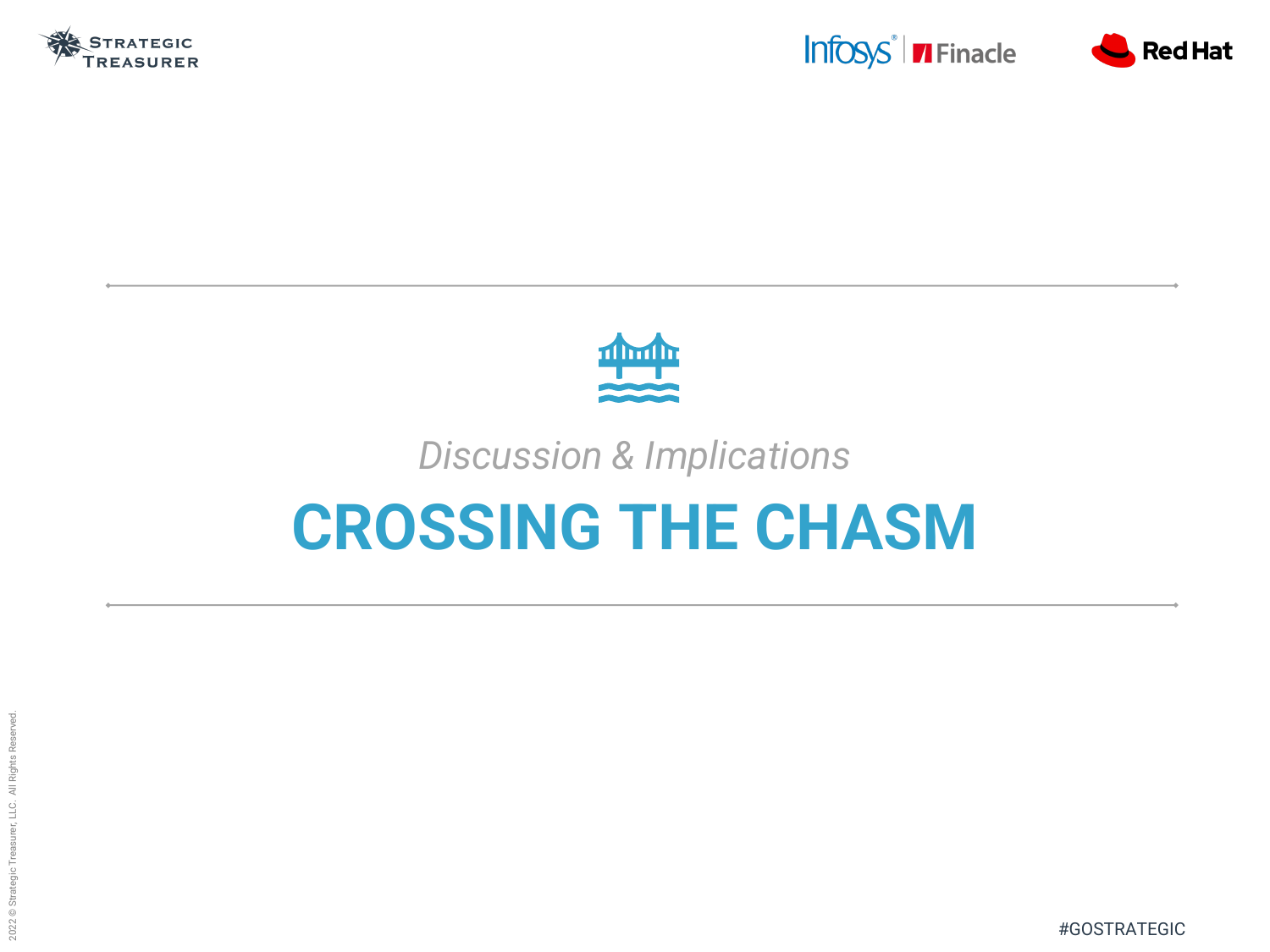*Discussion & Implications*

# CROSSING THE CHASM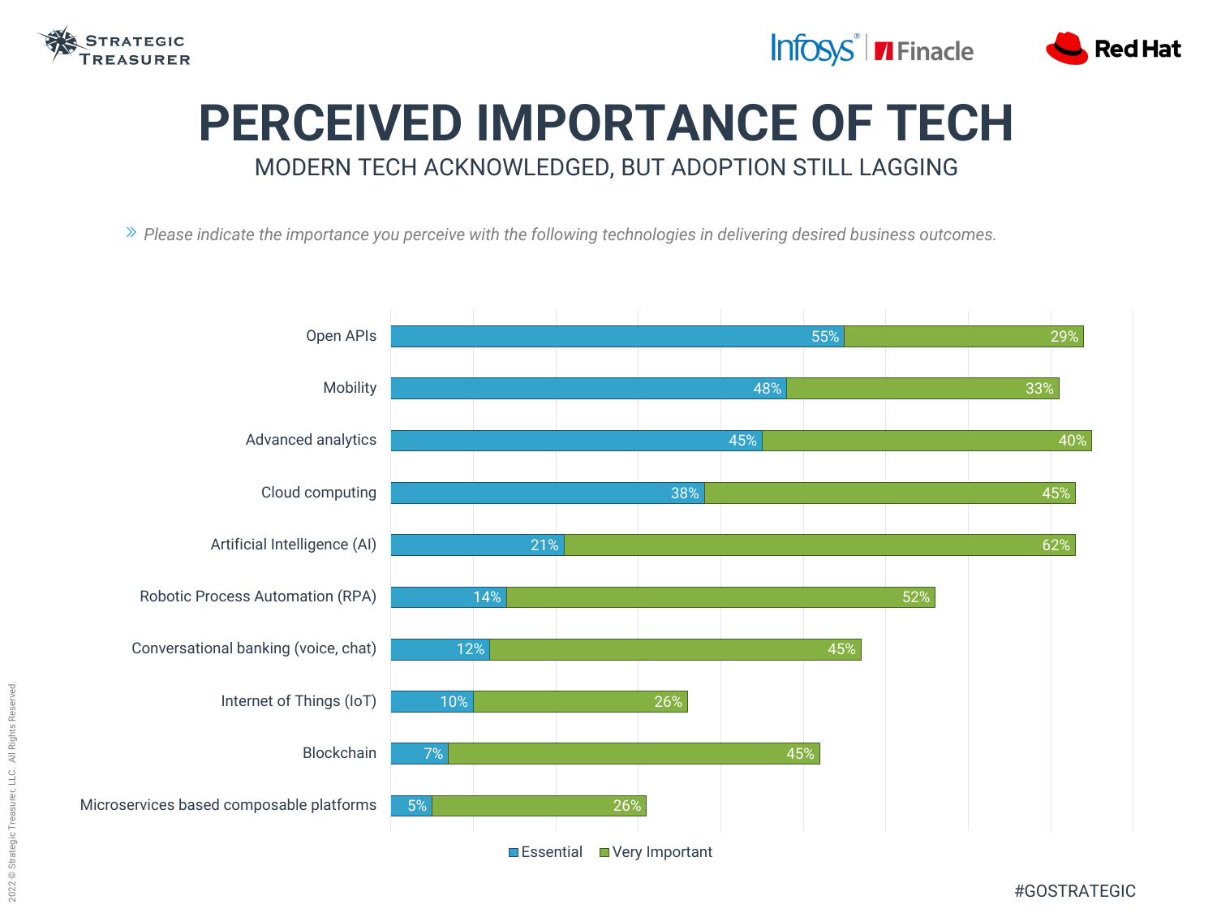# PERCEIVED IMPORTANCE OF TECH

## MODERN TECH ACKNOWLEDGED, BUT ADOPTION STILL LAGGING

» *Please indicate the importance you perceive with the following technologies in delivering desired business outcomes.*

| Technology | Essential | Very Important |
|---|---|---|
| Open APIs | 55% | 29% |
| Mobility | 48% | 33% |
| Advanced analytics | 45% | 40% |
| Cloud computing | 38% | 45% |
| Artificial Intelligence (AI) | 21% | 62% |
| Robotic Process Automation (RPA) | 14% | 52% |
| Conversational banking (voice, chat) | 12% | 45% |
| Internet of Things (IoT) | 10% | 26% |
| Blockchain | 7% | 45% |
| Microservices based composable platforms | 5% | 26% |

#GOSTRATEGIC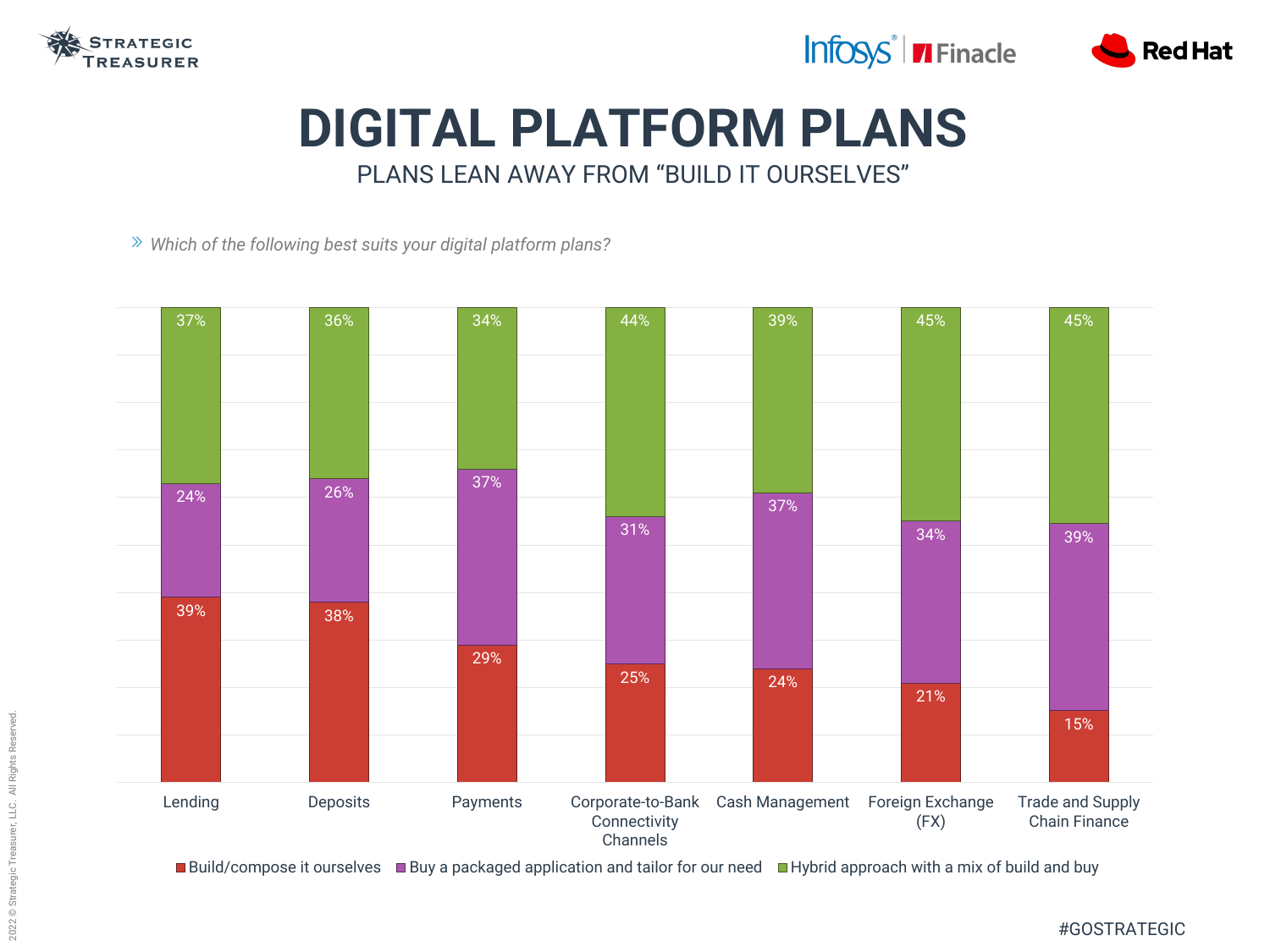# DIGITAL PLATFORM PLANS

## PLANS LEAN AWAY FROM "BUILD IT OURSELVES"

*Which of the following best suits your digital platform plans?*

| | Build/compose it ourselves | Buy a packaged application and tailor for our need | Hybrid approach with a mix of build and buy |
|---|---|---|---|
| Lending | 39% | 24% | 37% |
| Deposits | 38% | 26% | 36% |
| Payments | 29% | 37% | 34% |
| Corporate-to-Bank Connectivity Channels | 25% | 31% | 44% |
| Cash Management | 24% | 37% | 39% |
| Foreign Exchange (FX) | 21% | 34% | 45% |
| Trade and Supply Chain Finance | 15% | 39% | 45% |

2022 © Strategic Treasurer, LLC. All Rights Reserved.

#GOSTRATEGIC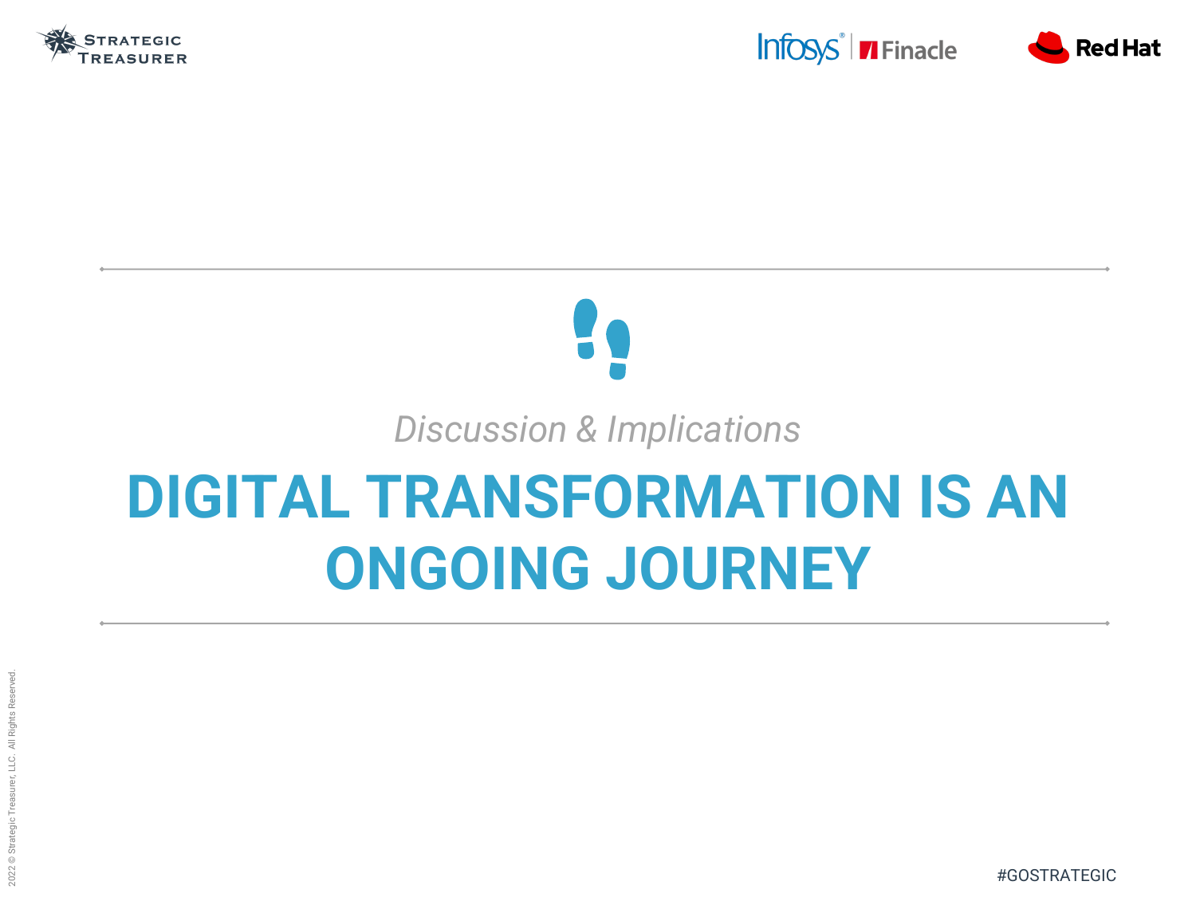*Discussion & Implications*

# DIGITAL TRANSFORMATION IS AN ONGOING JOURNEY

#GOSTRATEGIC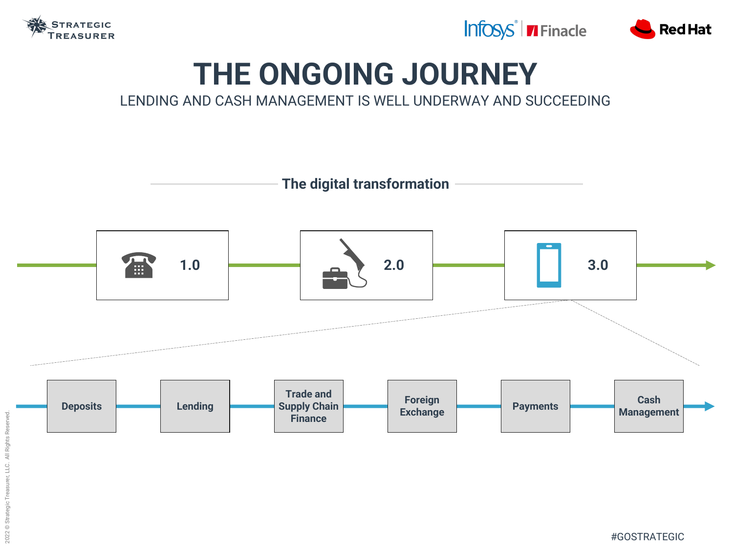# THE ONGOING JOURNEY

LENDING AND CASH MANAGEMENT IS WELL UNDERWAY AND SUCCEEDING

**The digital transformation**

1.0 → 2.0 → 3.0

Deposits → Lending → Trade and Supply Chain Finance → Foreign Exchange → Payments → Cash Management

#GOSTRATEGIC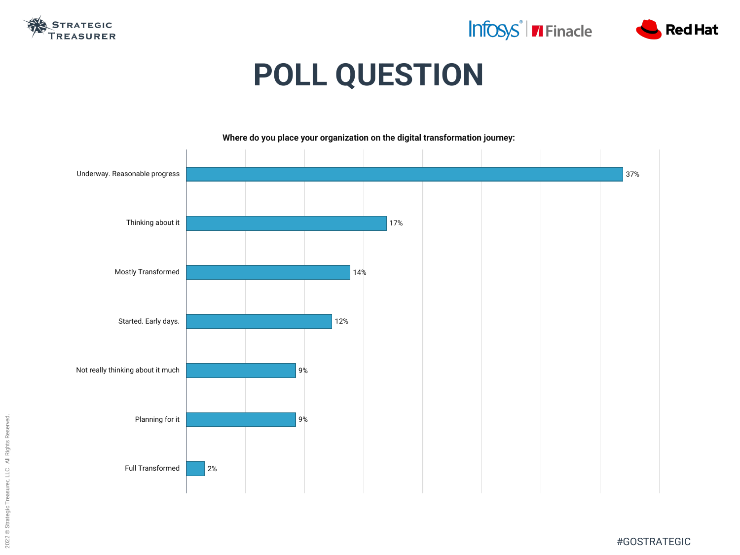# POLL QUESTION

**Where do you place your organization on the digital transformation journey:**

| Response | Percentage |
| --- | --- |
| Underway. Reasonable progress | 37% |
| Thinking about it | 17% |
| Mostly Transformed | 14% |
| Started. Early days. | 12% |
| Not really thinking about it much | 9% |
| Planning for it | 9% |
| Full Transformed | 2% |

#GOSTRATEGIC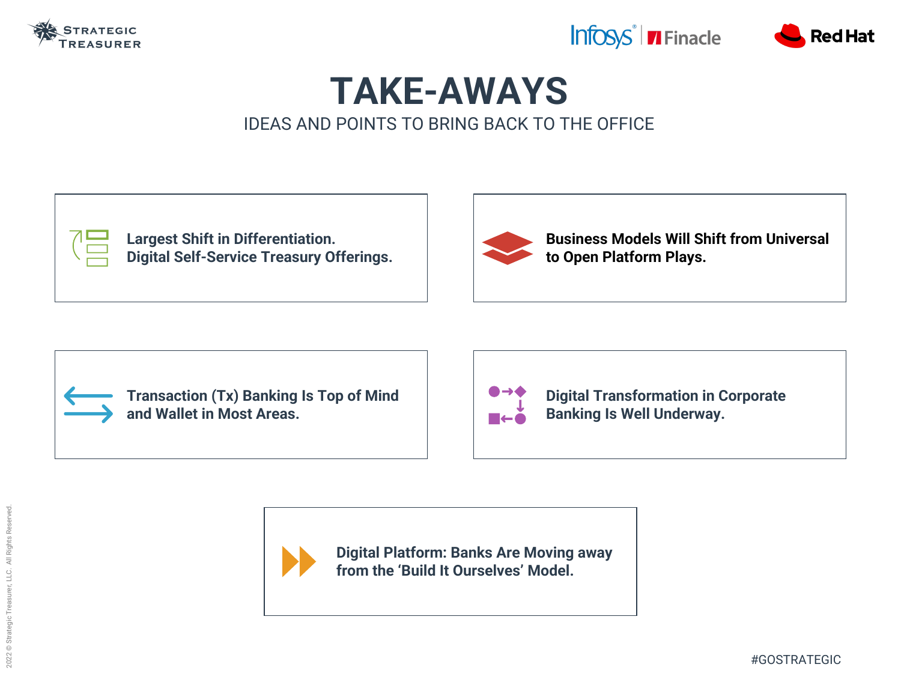# TAKE-AWAYS

IDEAS AND POINTS TO BRING BACK TO THE OFFICE

**Largest Shift in Differentiation. Digital Self-Service Treasury Offerings.**

**Business Models Will Shift from Universal to Open Platform Plays.**

**Transaction (Tx) Banking Is Top of Mind and Wallet in Most Areas.**

**Digital Transformation in Corporate Banking Is Well Underway.**

**Digital Platform: Banks Are Moving away from the 'Build It Ourselves' Model.**

#GOSTRATEGIC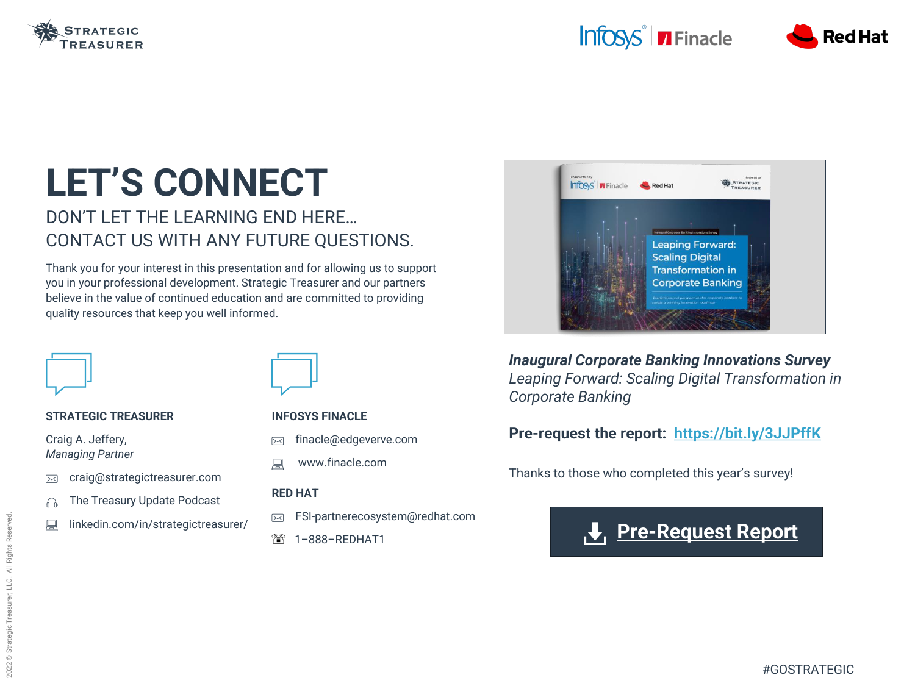# LET'S CONNECT

## DON'T LET THE LEARNING END HERE… CONTACT US WITH ANY FUTURE QUESTIONS.

Thank you for your interest in this presentation and for allowing us to support you in your professional development. Strategic Treasurer and our partners believe in the value of continued education and are committed to providing quality resources that keep you well informed.

### STRATEGIC TREASURER

Craig A. Jeffery,
*Managing Partner*

- craig@strategictreasurer.com
- The Treasury Update Podcast
- linkedin.com/in/strategictreasurer/

### INFOSYS FINACLE

- finacle@edgeverve.com
- www.finacle.com

### RED HAT

- FSI-partnerecosystem@redhat.com
- 1–888–REDHAT1

***Inaugural Corporate Banking Innovations Survey***
*Leaping Forward: Scaling Digital Transformation in Corporate Banking*

**Pre-request the report:** https://bit.ly/3JJPffK

Thanks to those who completed this year's survey!

**Pre-Request Report**

#GOSTRATEGIC

2022 © Strategic Treasurer, LLC. All Rights Reserved.